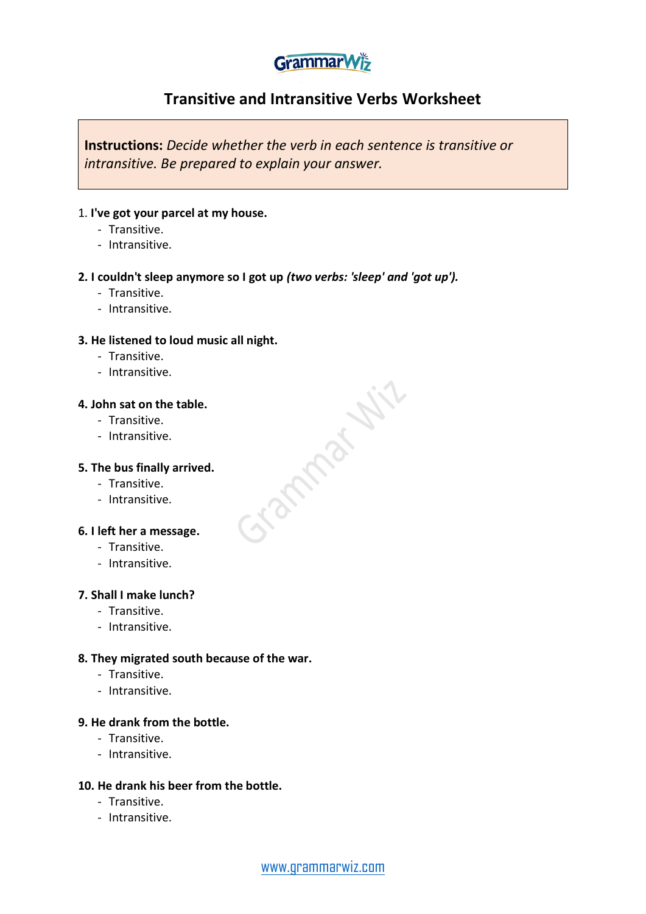GrammarWiz

# Transitive and Intransitive Verbs Worksheet

**Instructions:** *Decide whether the verb in each sentence is transitive or intransitive. Be prepared to explain your answer.*

1. **I've got your parcel at my house.**
   - Transitive.
   - Intransitive.

**2. I couldn't sleep anymore so I got up *(two verbs: 'sleep' and 'got up').***
   - Transitive.
   - Intransitive.

**3. He listened to loud music all night.**
   - Transitive.
   - Intransitive.

**4. John sat on the table.**
   - Transitive.
   - Intransitive.

**5. The bus finally arrived.**
   - Transitive.
   - Intransitive.

**6. I left her a message.**
   - Transitive.
   - Intransitive.

**7. Shall I make lunch?**
   - Transitive.
   - Intransitive.

**8. They migrated south because of the war.**
   - Transitive.
   - Intransitive.

**9. He drank from the bottle.**
   - Transitive.
   - Intransitive.

**10. He drank his beer from the bottle.**
   - Transitive.
   - Intransitive.

www.grammarwiz.com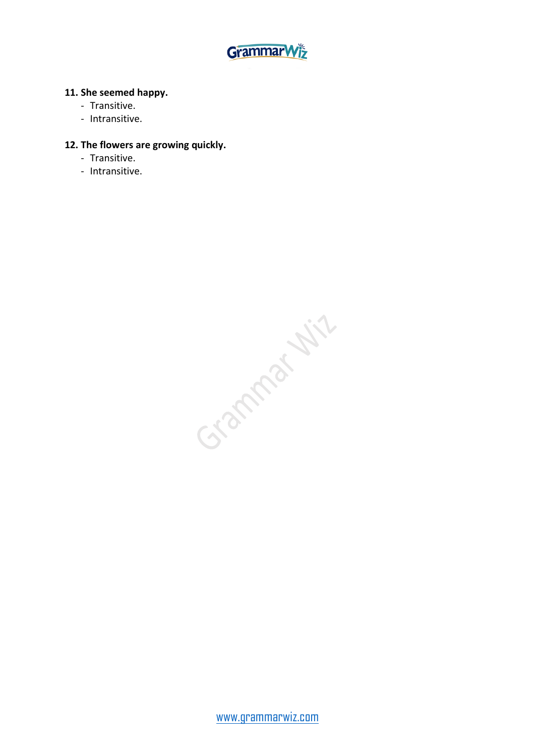**11. She seemed happy.**

- Transitive.
- Intransitive.

**12. The flowers are growing quickly.**

- Transitive.
- Intransitive.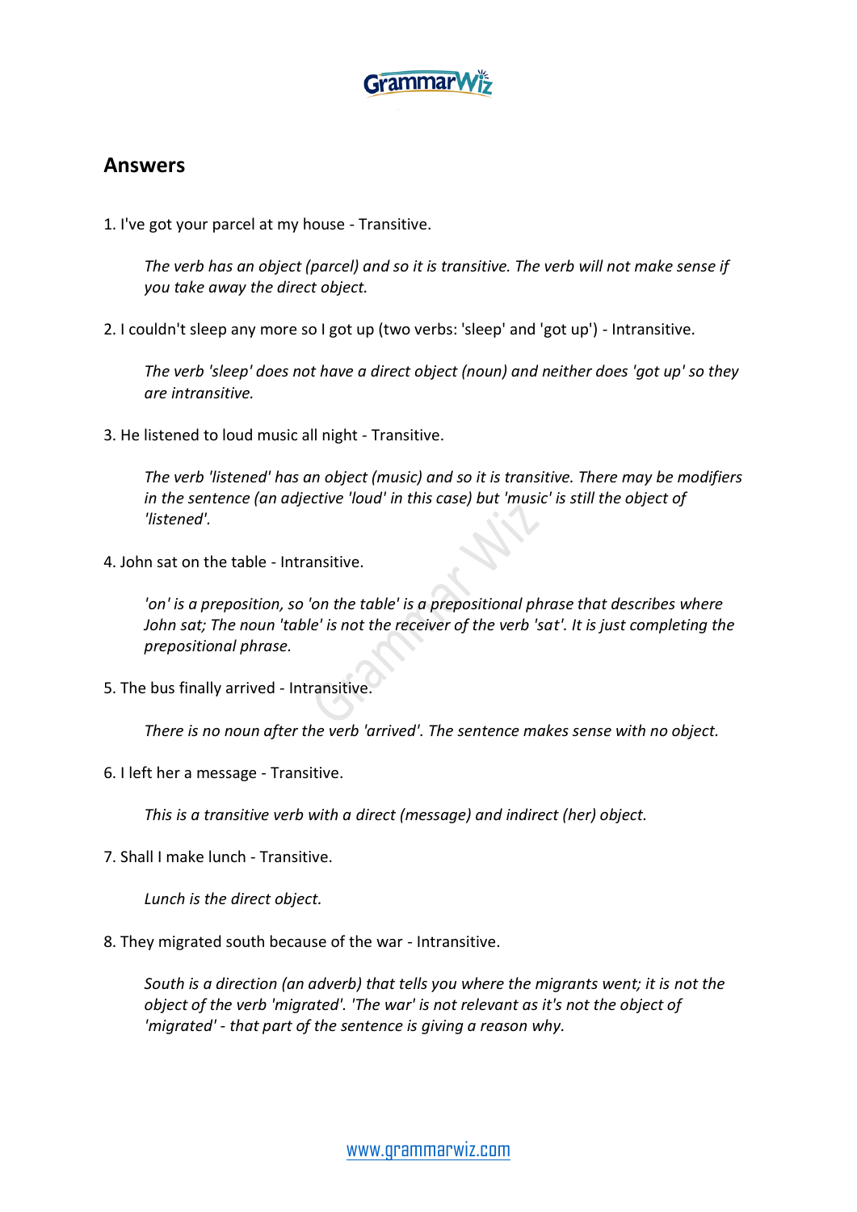## Answers

1. I've got your parcel at my house - Transitive.

   *The verb has an object (parcel) and so it is transitive. The verb will not make sense if you take away the direct object.*

2. I couldn't sleep any more so I got up (two verbs: 'sleep' and 'got up') - Intransitive.

   *The verb 'sleep' does not have a direct object (noun) and neither does 'got up' so they are intransitive.*

3. He listened to loud music all night - Transitive.

   *The verb 'listened' has an object (music) and so it is transitive. There may be modifiers in the sentence (an adjective 'loud' in this case) but 'music' is still the object of 'listened'.*

4. John sat on the table - Intransitive.

   *'on' is a preposition, so 'on the table' is a prepositional phrase that describes where John sat; The noun 'table' is not the receiver of the verb 'sat'. It is just completing the prepositional phrase.*

5. The bus finally arrived - Intransitive.

   *There is no noun after the verb 'arrived'. The sentence makes sense with no object.*

6. I left her a message - Transitive.

   *This is a transitive verb with a direct (message) and indirect (her) object.*

7. Shall I make lunch - Transitive.

   *Lunch is the direct object.*

8. They migrated south because of the war - Intransitive.

   *South is a direction (an adverb) that tells you where the migrants went; it is not the object of the verb 'migrated'. 'The war' is not relevant as it's not the object of 'migrated' - that part of the sentence is giving a reason why.*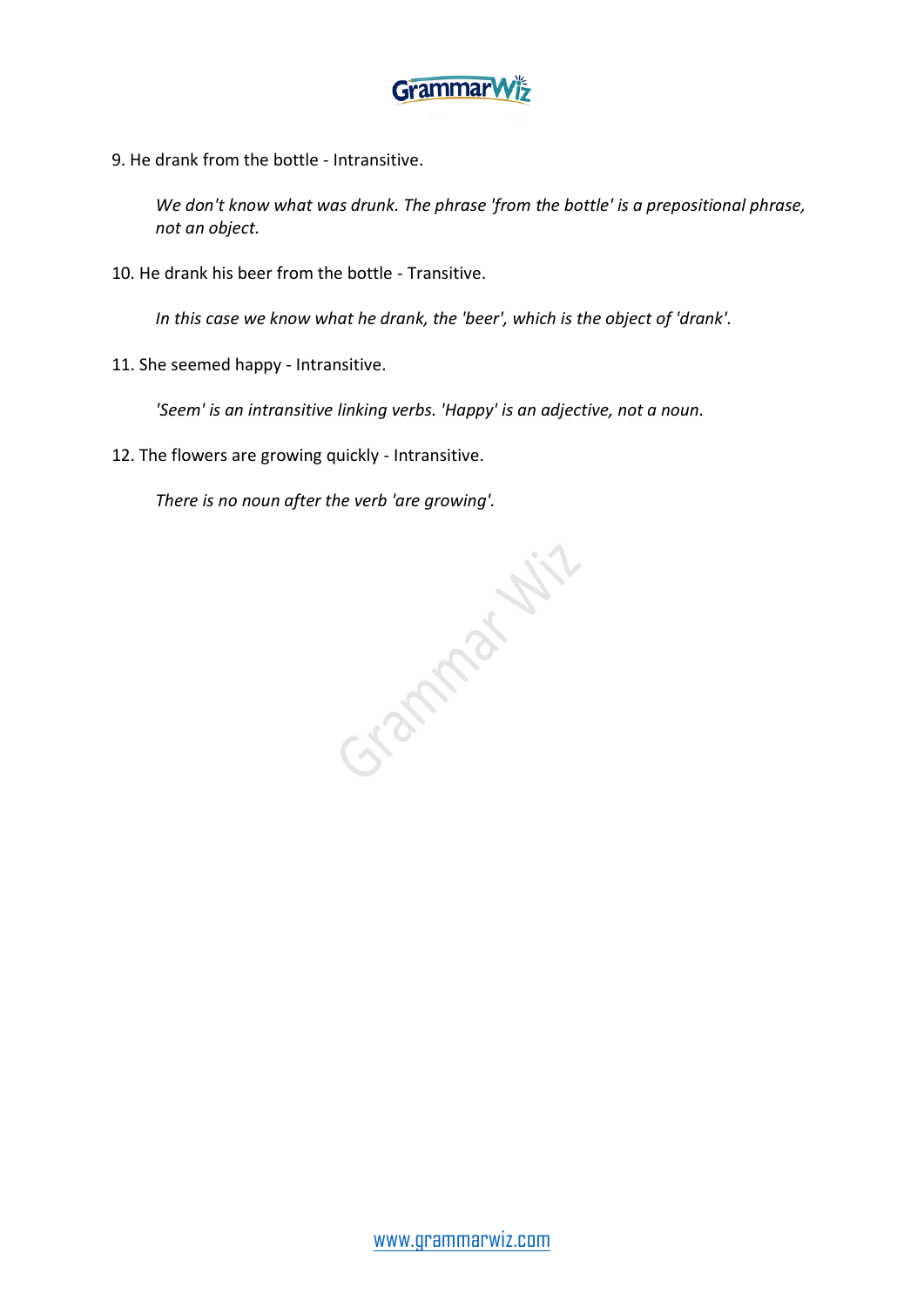9. He drank from the bottle - Intransitive.

   *We don't know what was drunk. The phrase 'from the bottle' is a prepositional phrase, not an object.*

10. He drank his beer from the bottle - Transitive.

    *In this case we know what he drank, the 'beer', which is the object of 'drank'.*

11. She seemed happy - Intransitive.

    *'Seem' is an intransitive linking verbs. 'Happy' is an adjective, not a noun.*

12. The flowers are growing quickly - Intransitive.

    *There is no noun after the verb 'are growing'.*